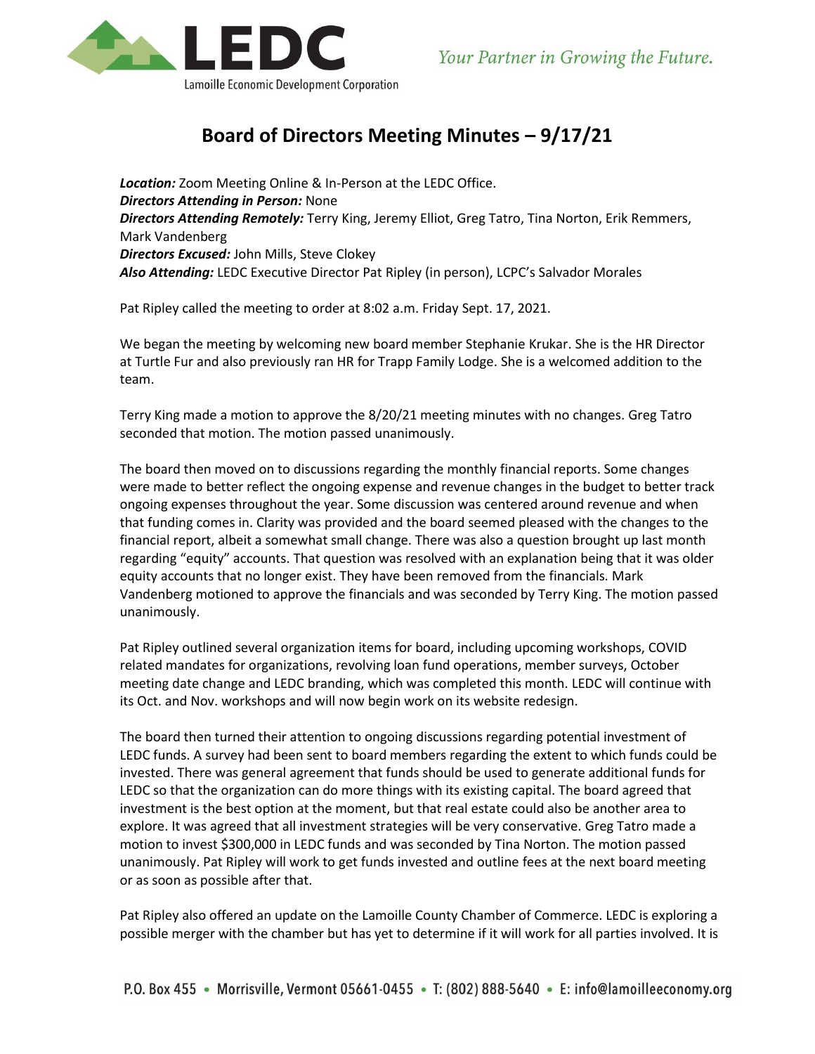# Board of Directors Meeting Minutes – 9/17/21

***Location:*** Zoom Meeting Online & In-Person at the LEDC Office.
***Directors Attending in Person:*** None
***Directors Attending Remotely:*** Terry King, Jeremy Elliot, Greg Tatro, Tina Norton, Erik Remmers, Mark Vandenberg
***Directors Excused:*** John Mills, Steve Clokey
***Also Attending:*** LEDC Executive Director Pat Ripley (in person), LCPC's Salvador Morales

Pat Ripley called the meeting to order at 8:02 a.m. Friday Sept. 17, 2021.

We began the meeting by welcoming new board member Stephanie Krukar. She is the HR Director at Turtle Fur and also previously ran HR for Trapp Family Lodge. She is a welcomed addition to the team.

Terry King made a motion to approve the 8/20/21 meeting minutes with no changes. Greg Tatro seconded that motion. The motion passed unanimously.

The board then moved on to discussions regarding the monthly financial reports. Some changes were made to better reflect the ongoing expense and revenue changes in the budget to better track ongoing expenses throughout the year. Some discussion was centered around revenue and when that funding comes in. Clarity was provided and the board seemed pleased with the changes to the financial report, albeit a somewhat small change. There was also a question brought up last month regarding "equity" accounts. That question was resolved with an explanation being that it was older equity accounts that no longer exist. They have been removed from the financials. Mark Vandenberg motioned to approve the financials and was seconded by Terry King. The motion passed unanimously.

Pat Ripley outlined several organization items for board, including upcoming workshops, COVID related mandates for organizations, revolving loan fund operations, member surveys, October meeting date change and LEDC branding, which was completed this month. LEDC will continue with its Oct. and Nov. workshops and will now begin work on its website redesign.

The board then turned their attention to ongoing discussions regarding potential investment of LEDC funds. A survey had been sent to board members regarding the extent to which funds could be invested. There was general agreement that funds should be used to generate additional funds for LEDC so that the organization can do more things with its existing capital. The board agreed that investment is the best option at the moment, but that real estate could also be another area to explore. It was agreed that all investment strategies will be very conservative. Greg Tatro made a motion to invest $300,000 in LEDC funds and was seconded by Tina Norton. The motion passed unanimously. Pat Ripley will work to get funds invested and outline fees at the next board meeting or as soon as possible after that.

Pat Ripley also offered an update on the Lamoille County Chamber of Commerce. LEDC is exploring a possible merger with the chamber but has yet to determine if it will work for all parties involved. It is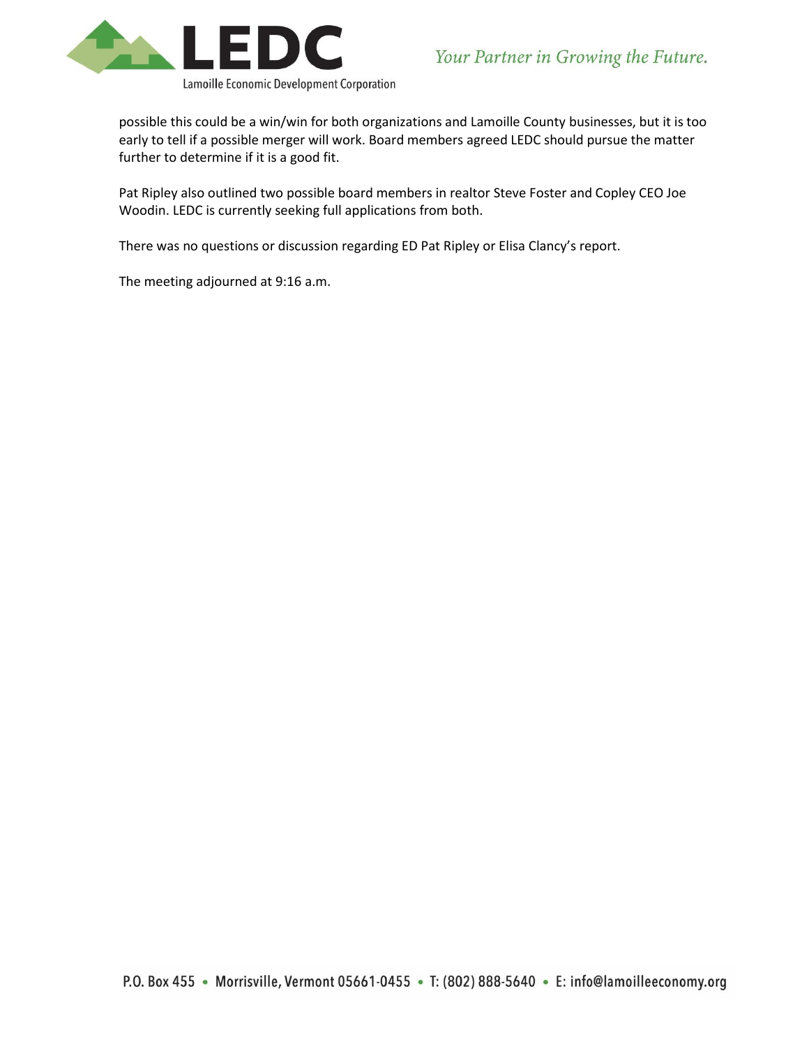possible this could be a win/win for both organizations and Lamoille County businesses, but it is too early to tell if a possible merger will work. Board members agreed LEDC should pursue the matter further to determine if it is a good fit.

Pat Ripley also outlined two possible board members in realtor Steve Foster and Copley CEO Joe Woodin. LEDC is currently seeking full applications from both.

There was no questions or discussion regarding ED Pat Ripley or Elisa Clancy's report.

The meeting adjourned at 9:16 a.m.